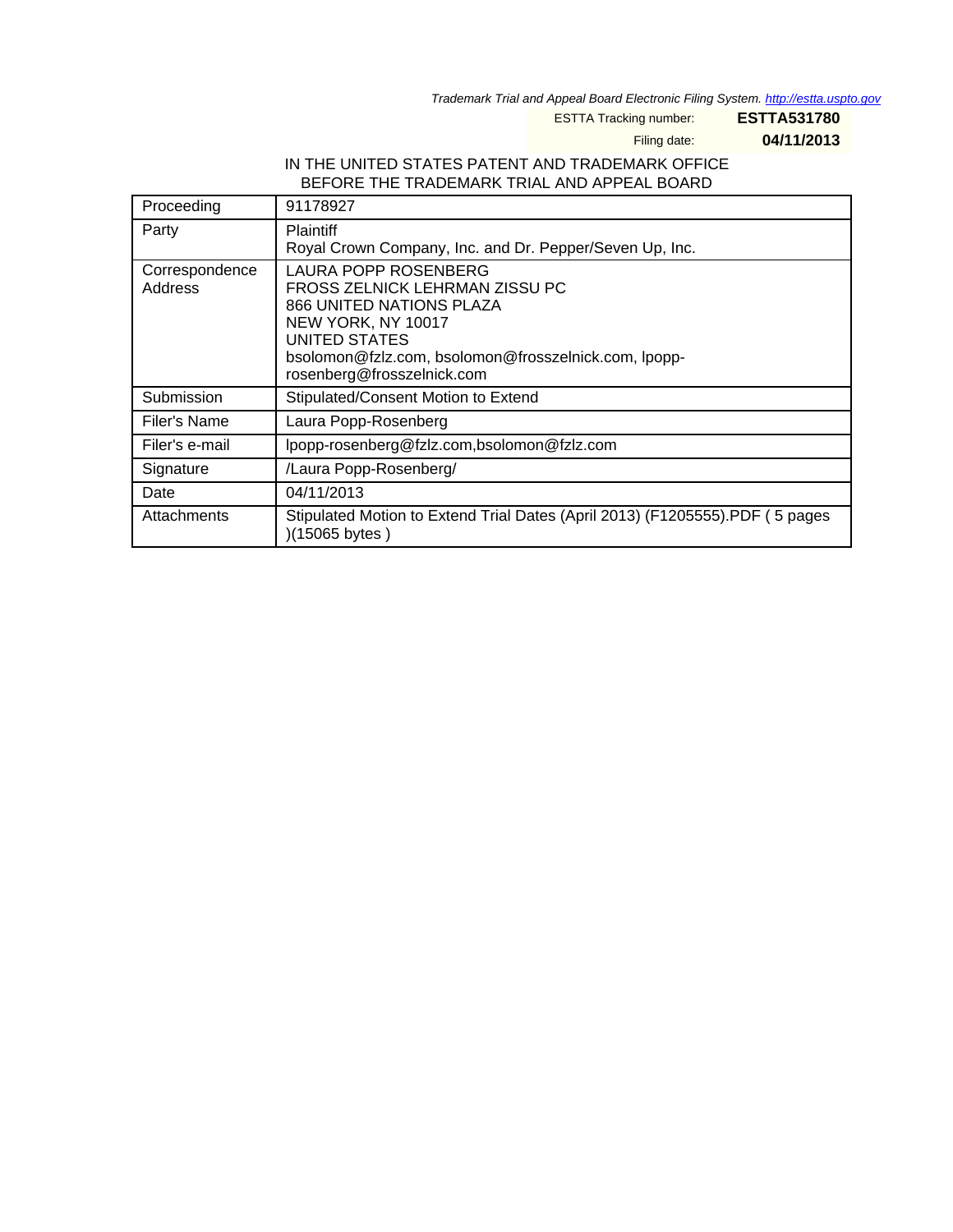Trademark Trial and Appeal Board Electronic Filing System. http://estta.uspto.gov

ESTTA Tracking number: **ESTTA531780**

Filing date: **04/11/2013**

IN THE UNITED STATES PATENT AND TRADEMARK OFFICE
BEFORE THE TRADEMARK TRIAL AND APPEAL BOARD

| | |
|---|---|
| Proceeding | 91178927 |
| Party | Plaintiff<br>Royal Crown Company, Inc. and Dr. Pepper/Seven Up, Inc. |
| Correspondence Address | LAURA POPP ROSENBERG<br>FROSS ZELNICK LEHRMAN ZISSU PC<br>866 UNITED NATIONS PLAZA<br>NEW YORK, NY 10017<br>UNITED STATES<br>bsolomon@fzlz.com, bsolomon@frosszelnick.com, lpopp-rosenberg@frosszelnick.com |
| Submission | Stipulated/Consent Motion to Extend |
| Filer's Name | Laura Popp-Rosenberg |
| Filer's e-mail | lpopp-rosenberg@fzlz.com,bsolomon@fzlz.com |
| Signature | /Laura Popp-Rosenberg/ |
| Date | 04/11/2013 |
| Attachments | Stipulated Motion to Extend Trial Dates (April 2013) (F1205555).PDF ( 5 pages )(15065 bytes ) |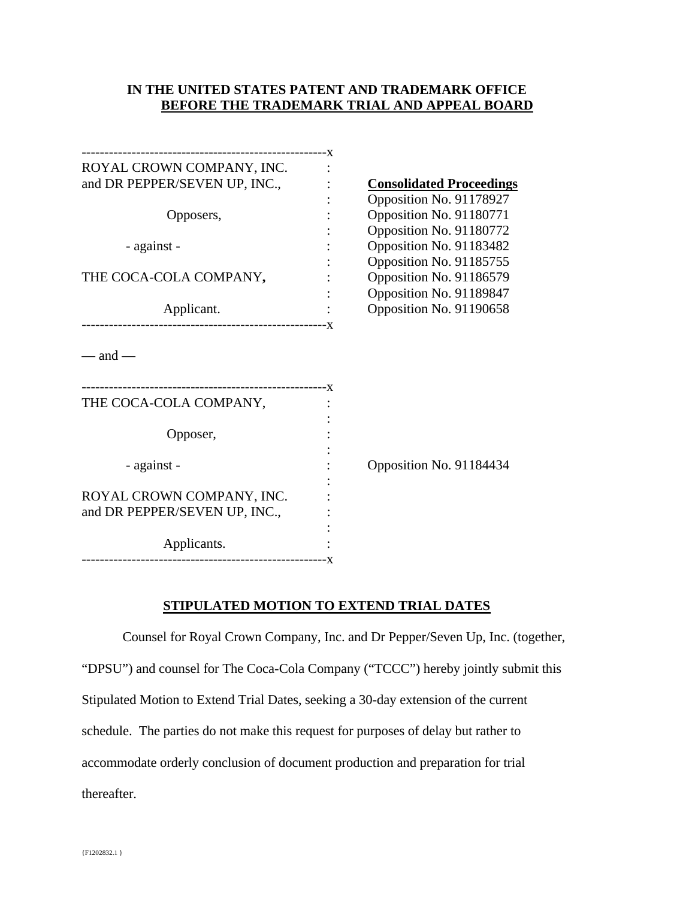**IN THE UNITED STATES PATENT AND TRADEMARK OFFICE**
**BEFORE THE TRADEMARK TRIAL AND APPEAL BOARD**

| | |
|---|---|
| ROYAL CROWN COMPANY, INC. and DR PEPPER/SEVEN UP, INC., Opposers, - against - THE COCA-COLA COMPANY, Applicant. | **Consolidated Proceedings** Opposition No. 91178927 Opposition No. 91180771 Opposition No. 91180772 Opposition No. 91183482 Opposition No. 91185755 Opposition No. 91186579 Opposition No. 91189847 Opposition No. 91190658 |

— and —

| | |
|---|---|
| THE COCA-COLA COMPANY, Opposer, - against - ROYAL CROWN COMPANY, INC. and DR PEPPER/SEVEN UP, INC., Applicants. | Opposition No. 91184434 |

## STIPULATED MOTION TO EXTEND TRIAL DATES

Counsel for Royal Crown Company, Inc. and Dr Pepper/Seven Up, Inc. (together, "DPSU") and counsel for The Coca-Cola Company ("TCCC") hereby jointly submit this Stipulated Motion to Extend Trial Dates, seeking a 30-day extension of the current schedule. The parties do not make this request for purposes of delay but rather to accommodate orderly conclusion of document production and preparation for trial thereafter.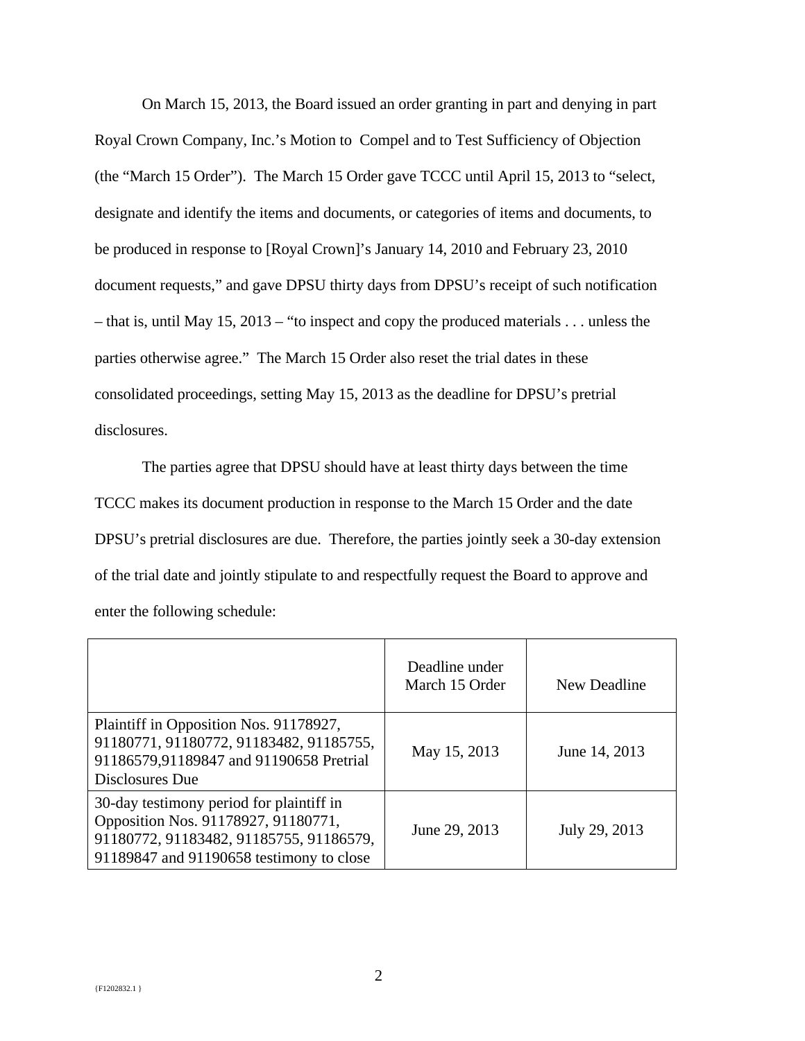On March 15, 2013, the Board issued an order granting in part and denying in part Royal Crown Company, Inc.'s Motion to Compel and to Test Sufficiency of Objection (the "March 15 Order"). The March 15 Order gave TCCC until April 15, 2013 to "select, designate and identify the items and documents, or categories of items and documents, to be produced in response to [Royal Crown]'s January 14, 2010 and February 23, 2010 document requests," and gave DPSU thirty days from DPSU's receipt of such notification – that is, until May 15, 2013 – "to inspect and copy the produced materials . . . unless the parties otherwise agree." The March 15 Order also reset the trial dates in these consolidated proceedings, setting May 15, 2013 as the deadline for DPSU's pretrial disclosures.

The parties agree that DPSU should have at least thirty days between the time TCCC makes its document production in response to the March 15 Order and the date DPSU's pretrial disclosures are due. Therefore, the parties jointly seek a 30-day extension of the trial date and jointly stipulate to and respectfully request the Board to approve and enter the following schedule:

| | Deadline under March 15 Order | New Deadline |
|---|---|---|
| Plaintiff in Opposition Nos. 91178927, 91180771, 91180772, 91183482, 91185755, 91186579,91189847 and 91190658 Pretrial Disclosures Due | May 15, 2013 | June 14, 2013 |
| 30-day testimony period for plaintiff in Opposition Nos. 91178927, 91180771, 91180772, 91183482, 91185755, 91186579, 91189847 and 91190658 testimony to close | June 29, 2013 | July 29, 2013 |

{F1202832.1 }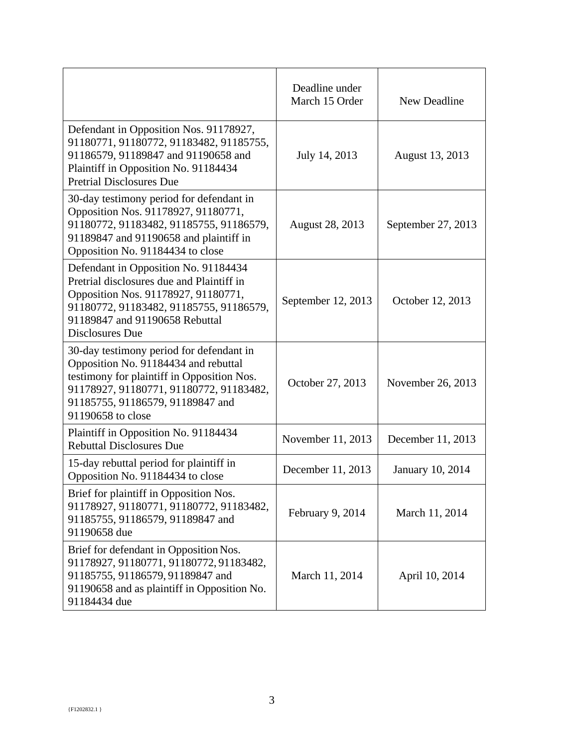| | Deadline under March 15 Order | New Deadline |
|---|---|---|
| Defendant in Opposition Nos. 91178927, 91180771, 91180772, 91183482, 91185755, 91186579, 91189847 and 91190658 and Plaintiff in Opposition No. 91184434 Pretrial Disclosures Due | July 14, 2013 | August 13, 2013 |
| 30-day testimony period for defendant in Opposition Nos. 91178927, 91180771, 91180772, 91183482, 91185755, 91186579, 91189847 and 91190658 and plaintiff in Opposition No. 91184434 to close | August 28, 2013 | September 27, 2013 |
| Defendant in Opposition No. 91184434 Pretrial disclosures due and Plaintiff in Opposition Nos. 91178927, 91180771, 91180772, 91183482, 91185755, 91186579, 91189847 and 91190658 Rebuttal Disclosures Due | September 12, 2013 | October 12, 2013 |
| 30-day testimony period for defendant in Opposition No. 91184434 and rebuttal testimony for plaintiff in Opposition Nos. 91178927, 91180771, 91180772, 91183482, 91185755, 91186579, 91189847 and 91190658 to close | October 27, 2013 | November 26, 2013 |
| Plaintiff in Opposition No. 91184434 Rebuttal Disclosures Due | November 11, 2013 | December 11, 2013 |
| 15-day rebuttal period for plaintiff in Opposition No. 91184434 to close | December 11, 2013 | January 10, 2014 |
| Brief for plaintiff in Opposition Nos. 91178927, 91180771, 91180772, 91183482, 91185755, 91186579, 91189847 and 91190658 due | February 9, 2014 | March 11, 2014 |
| Brief for defendant in Opposition Nos. 91178927, 91180771, 91180772, 91183482, 91185755, 91186579, 91189847 and 91190658 and as plaintiff in Opposition No. 91184434 due | March 11, 2014 | April 10, 2014 |

{F1202832.1 }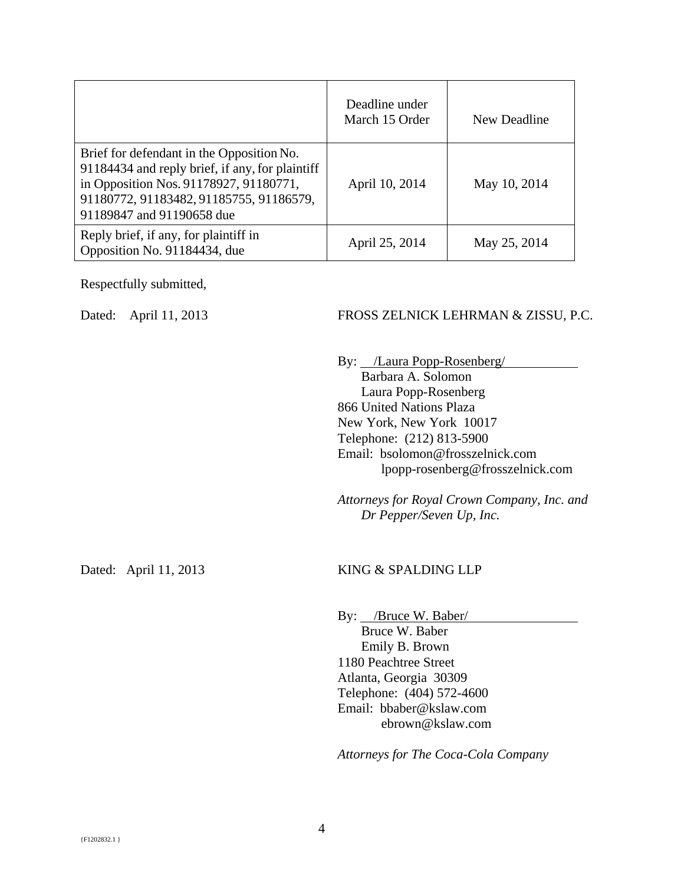| | Deadline under March 15 Order | New Deadline |
|---|---|---|
| Brief for defendant in the Opposition No. 91184434 and reply brief, if any, for plaintiff in Opposition Nos. 91178927, 91180771, 91180772, 91183482, 91185755, 91186579, 91189847 and 91190658 due | April 10, 2014 | May 10, 2014 |
| Reply brief, if any, for plaintiff in Opposition No. 91184434, due | April 25, 2014 | May 25, 2014 |

Respectfully submitted,

Dated: April 11, 2013

FROSS ZELNICK LEHRMAN & ZISSU, P.C.

By: /Laura Popp-Rosenberg/
Barbara A. Solomon
Laura Popp-Rosenberg
866 United Nations Plaza
New York, New York 10017
Telephone: (212) 813-5900
Email: bsolomon@frosszelnick.com
lpopp-rosenberg@frosszelnick.com

*Attorneys for Royal Crown Company, Inc. and Dr Pepper/Seven Up, Inc.*

Dated: April 11, 2013

KING & SPALDING LLP

By: /Bruce W. Baber/
Bruce W. Baber
Emily B. Brown
1180 Peachtree Street
Atlanta, Georgia 30309
Telephone: (404) 572-4600
Email: bbaber@kslaw.com
ebrown@kslaw.com

*Attorneys for The Coca-Cola Company*

{F1202832.1 }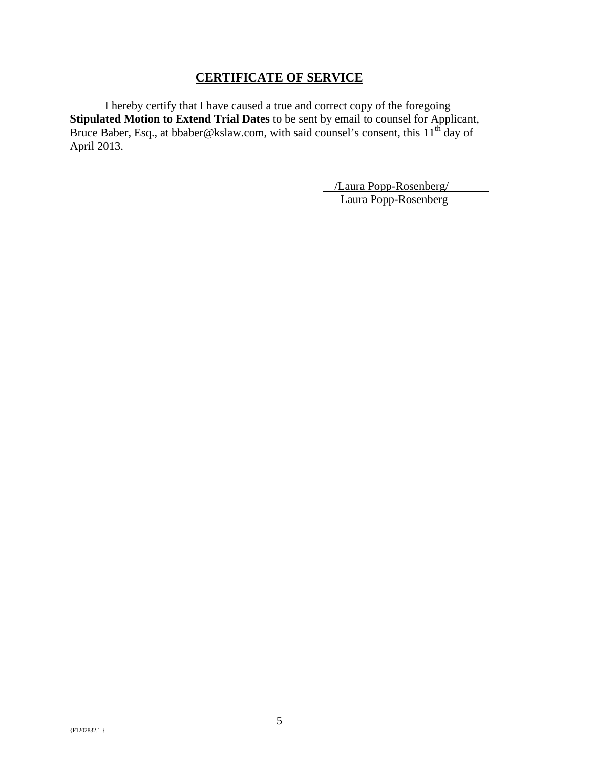## CERTIFICATE OF SERVICE

I hereby certify that I have caused a true and correct copy of the foregoing **Stipulated Motion to Extend Trial Dates** to be sent by email to counsel for Applicant, Bruce Baber, Esq., at bbaber@kslaw.com, with said counsel's consent, this 11th day of April 2013.

/Laura Popp-Rosenberg/
Laura Popp-Rosenberg

{F1202832.1 }